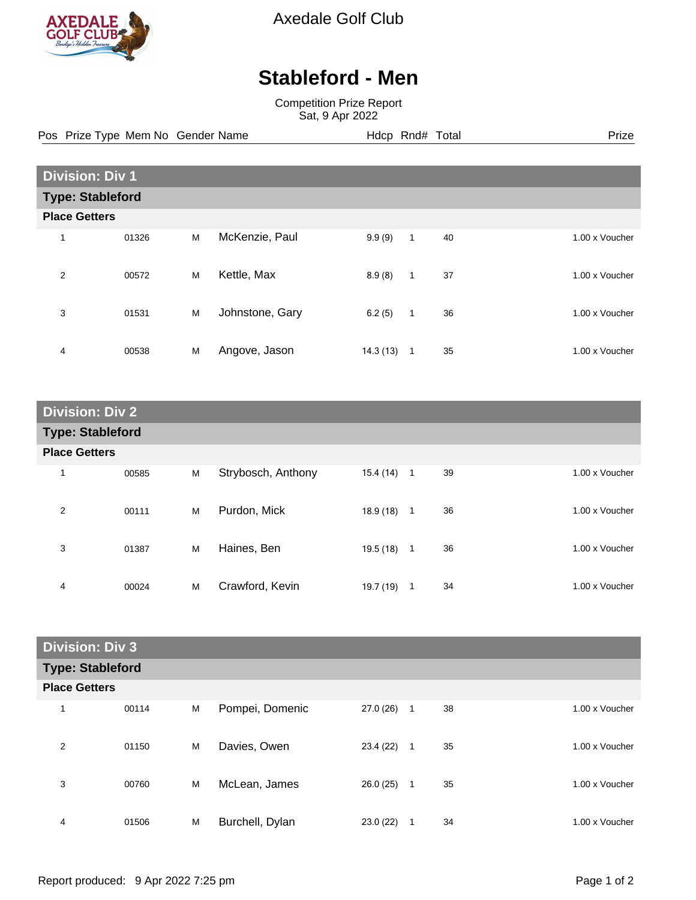Axedale Golf Club

# Stableford - Men

Competition Prize Report
Sat, 9 Apr 2022

## Division: Div 1

### Type: Stableford

**Place Getters**

| Pos | Prize Type | Mem No | Gender | Name | Hdcp | Rnd# | Total | Prize |
|---|---|---|---|---|---|---|---|---|
| 1 | | 01326 | M | McKenzie, Paul | 9.9 (9) | 1 | 40 | 1.00 x Voucher |
| 2 | | 00572 | M | Kettle, Max | 8.9 (8) | 1 | 37 | 1.00 x Voucher |
| 3 | | 01531 | M | Johnstone, Gary | 6.2 (5) | 1 | 36 | 1.00 x Voucher |
| 4 | | 00538 | M | Angove, Jason | 14.3 (13) | 1 | 35 | 1.00 x Voucher |

## Division: Div 2

### Type: Stableford

**Place Getters**

| Pos | Prize Type | Mem No | Gender | Name | Hdcp | Rnd# | Total | Prize |
|---|---|---|---|---|---|---|---|---|
| 1 | | 00585 | M | Strybosch, Anthony | 15.4 (14) | 1 | 39 | 1.00 x Voucher |
| 2 | | 00111 | M | Purdon, Mick | 18.9 (18) | 1 | 36 | 1.00 x Voucher |
| 3 | | 01387 | M | Haines, Ben | 19.5 (18) | 1 | 36 | 1.00 x Voucher |
| 4 | | 00024 | M | Crawford, Kevin | 19.7 (19) | 1 | 34 | 1.00 x Voucher |

## Division: Div 3

### Type: Stableford

**Place Getters**

| Pos | Prize Type | Mem No | Gender | Name | Hdcp | Rnd# | Total | Prize |
|---|---|---|---|---|---|---|---|---|
| 1 | | 00114 | M | Pompei, Domenic | 27.0 (26) | 1 | 38 | 1.00 x Voucher |
| 2 | | 01150 | M | Davies, Owen | 23.4 (22) | 1 | 35 | 1.00 x Voucher |
| 3 | | 00760 | M | McLean, James | 26.0 (25) | 1 | 35 | 1.00 x Voucher |
| 4 | | 01506 | M | Burchell, Dylan | 23.0 (22) | 1 | 34 | 1.00 x Voucher |

Report produced: 9 Apr 2022 7:25 pm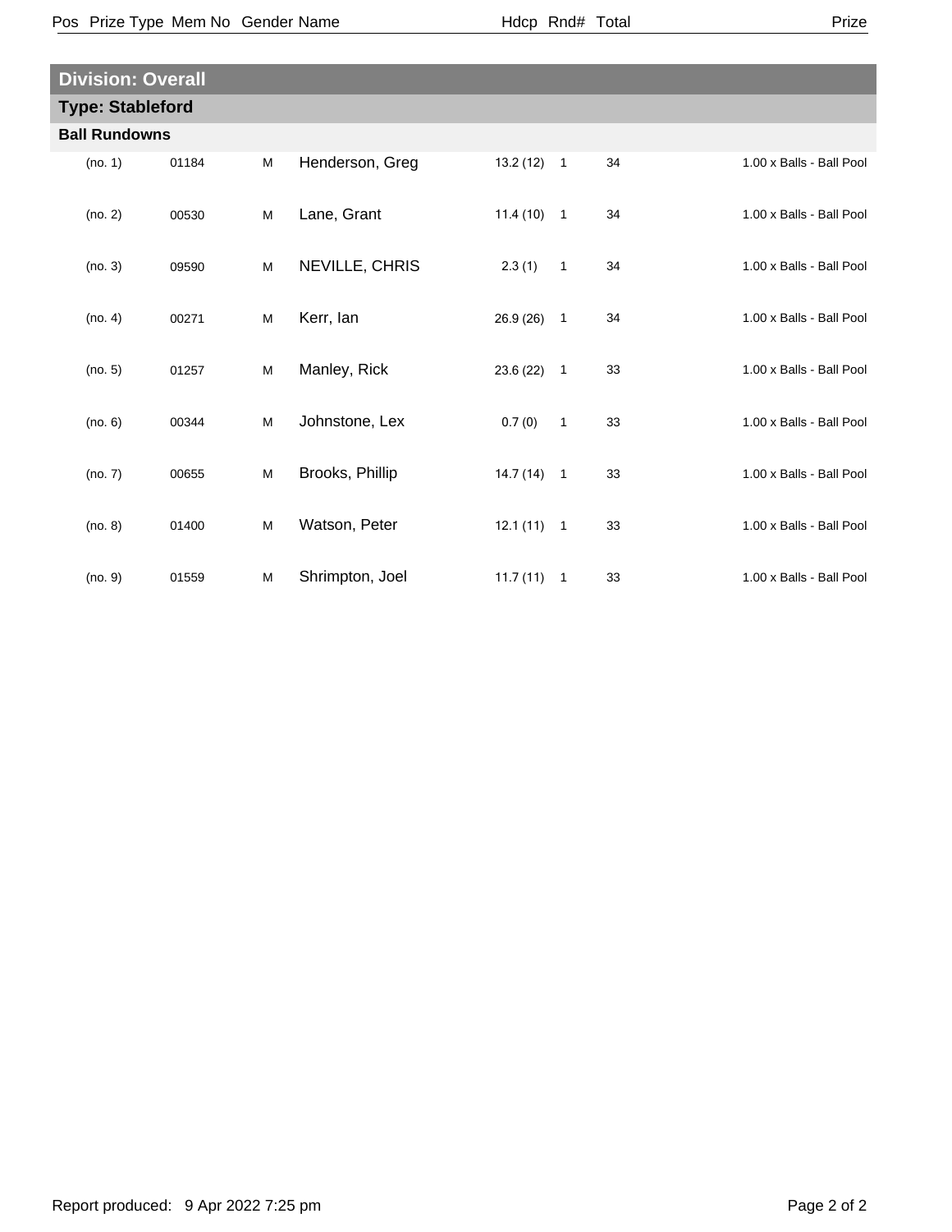| Pos | Prize Type | Mem No | Gender | Name | Hdcp | Rnd# | Total | Prize |
|---|---|---|---|---|---|---|---|---|

## Division: Overall

### Type: Stableford

**Ball Rundowns**

| Pos | Prize Type | Mem No | Gender | Name | Hdcp | Rnd# | Total | Prize |
|---|---|---|---|---|---|---|---|---|
| (no. 1) | | 01184 | M | Henderson, Greg | 13.2 (12) | 1 | 34 | 1.00 x Balls - Ball Pool |
| (no. 2) | | 00530 | M | Lane, Grant | 11.4 (10) | 1 | 34 | 1.00 x Balls - Ball Pool |
| (no. 3) | | 09590 | M | NEVILLE, CHRIS | 2.3 (1) | 1 | 34 | 1.00 x Balls - Ball Pool |
| (no. 4) | | 00271 | M | Kerr, Ian | 26.9 (26) | 1 | 34 | 1.00 x Balls - Ball Pool |
| (no. 5) | | 01257 | M | Manley, Rick | 23.6 (22) | 1 | 33 | 1.00 x Balls - Ball Pool |
| (no. 6) | | 00344 | M | Johnstone, Lex | 0.7 (0) | 1 | 33 | 1.00 x Balls - Ball Pool |
| (no. 7) | | 00655 | M | Brooks, Phillip | 14.7 (14) | 1 | 33 | 1.00 x Balls - Ball Pool |
| (no. 8) | | 01400 | M | Watson, Peter | 12.1 (11) | 1 | 33 | 1.00 x Balls - Ball Pool |
| (no. 9) | | 01559 | M | Shrimpton, Joel | 11.7 (11) | 1 | 33 | 1.00 x Balls - Ball Pool |

Report produced: 9 Apr 2022 7:25 pm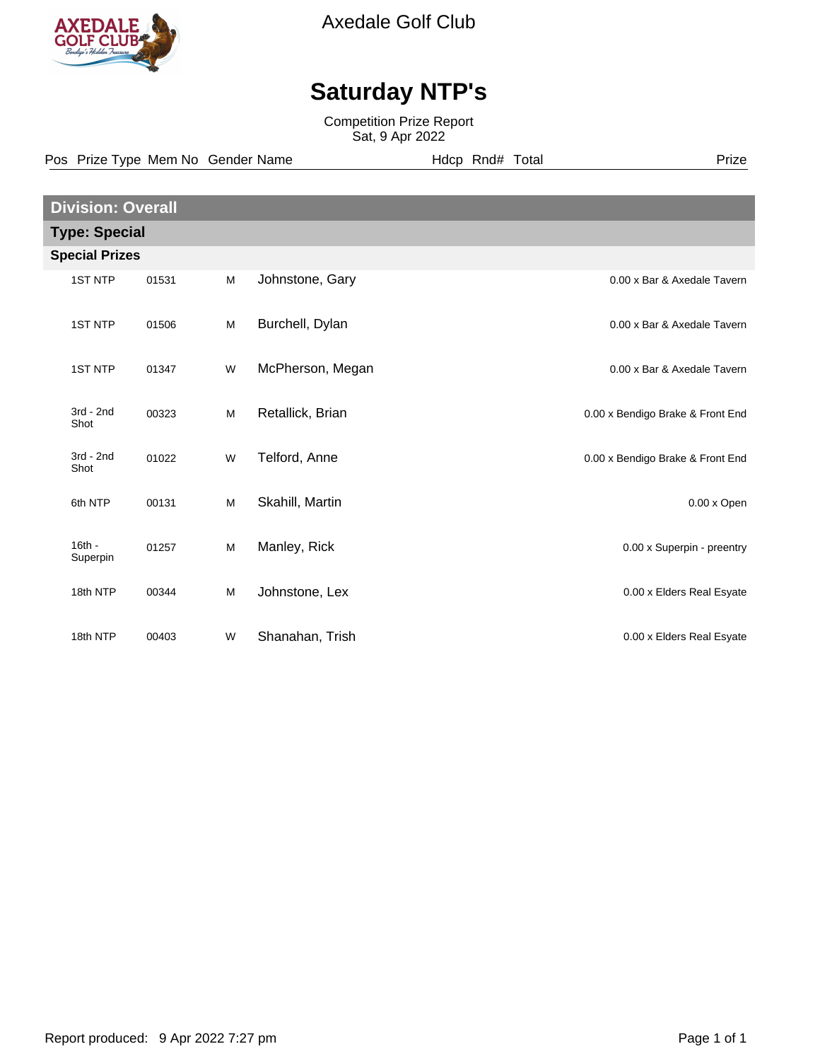Axedale Golf Club

# Saturday NTP's

Competition Prize Report
Sat, 9 Apr 2022

## Division: Overall

### Type: Special

#### Special Prizes

| Pos | Prize Type | Mem No | Gender | Name | Hdcp | Rnd# | Total | Prize |
|---|---|---|---|---|---|---|---|---|
| | 1ST NTP | 01531 | M | Johnstone, Gary | | | | 0.00 x Bar & Axedale Tavern |
| | 1ST NTP | 01506 | M | Burchell, Dylan | | | | 0.00 x Bar & Axedale Tavern |
| | 1ST NTP | 01347 | W | McPherson, Megan | | | | 0.00 x Bar & Axedale Tavern |
| | 3rd - 2nd Shot | 00323 | M | Retallick, Brian | | | | 0.00 x Bendigo Brake & Front End |
| | 3rd - 2nd Shot | 01022 | W | Telford, Anne | | | | 0.00 x Bendigo Brake & Front End |
| | 6th NTP | 00131 | M | Skahill, Martin | | | | 0.00 x Open |
| | 16th - Superpin | 01257 | M | Manley, Rick | | | | 0.00 x Superpin - preentry |
| | 18th NTP | 00344 | M | Johnstone, Lex | | | | 0.00 x Elders Real Esyate |
| | 18th NTP | 00403 | W | Shanahan, Trish | | | | 0.00 x Elders Real Esyate |

Report produced: 9 Apr 2022 7:27 pm